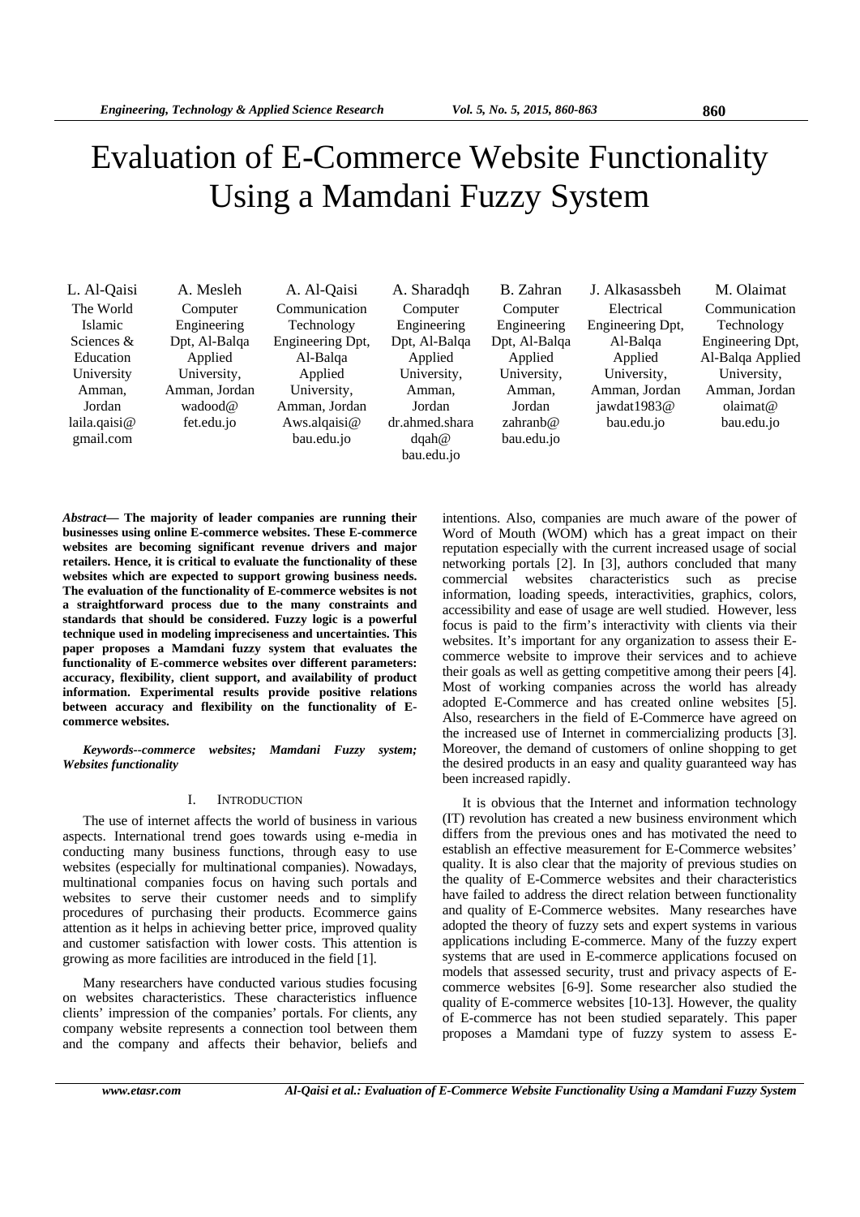# Evaluation of E-Commerce Website Functionality Using a Mamdani Fuzzy System

**L. Al-Qaisi**
The World Islamic Sciences & Education University
Amman, Jordan
laila.qaisi@gmail.com

**A. Mesleh**
Computer Engineering Dpt, Al-Balqa Applied University, Amman, Jordan
wadood@fet.edu.jo

**A. Al-Qaisi**
Communication Technology Engineering Dpt, Al-Balqa Applied University, Amman, Jordan
Aws.alqaisi@bau.edu.jo

**A. Sharadqh**
Computer Engineering Dpt, Al-Balqa Applied University, Amman, Jordan
dr.ahmed.sharadqah@bau.edu.jo

**B. Zahran**
Computer Engineering Dpt, Al-Balqa Applied University, Amman, Jordan
zahranb@bau.edu.jo

**J. Alkasassbeh**
Electrical Engineering Dpt, Al-Balqa Applied University, Amman, Jordan
jawdat1983@bau.edu.jo

**M. Olaimat**
Communication Technology Engineering Dpt, Al-Balqa Applied University, Amman, Jordan
olaimat@bau.edu.jo

***Abstract*— The majority of leader companies are running their businesses using online E-commerce websites. These E-commerce websites are becoming significant revenue drivers and major retailers. Hence, it is critical to evaluate the functionality of these websites which are expected to support growing business needs. The evaluation of the functionality of E-commerce websites is not a straightforward process due to the many constraints and standards that should be considered. Fuzzy logic is a powerful technique used in modeling impreciseness and uncertainties. This paper proposes a Mamdani fuzzy system that evaluates the functionality of E-commerce websites over different parameters: accuracy, flexibility, client support, and availability of product information. Experimental results provide positive relations between accuracy and flexibility on the functionality of E-commerce websites.**

***Keywords--commerce websites; Mamdani Fuzzy system; Websites functionality***

## I. Introduction

The use of internet affects the world of business in various aspects. International trend goes towards using e-media in conducting many business functions, through easy to use websites (especially for multinational companies). Nowadays, multinational companies focus on having such portals and websites to serve their customer needs and to simplify procedures of purchasing their products. Ecommerce gains attention as it helps in achieving better price, improved quality and customer satisfaction with lower costs. This attention is growing as more facilities are introduced in the field [1].

Many researchers have conducted various studies focusing on websites characteristics. These characteristics influence clients' impression of the companies' portals. For clients, any company website represents a connection tool between them and the company and affects their behavior, beliefs and intentions. Also, companies are much aware of the power of Word of Mouth (WOM) which has a great impact on their reputation especially with the current increased usage of social networking portals [2]. In [3], authors concluded that many commercial websites characteristics such as precise information, loading speeds, interactivities, graphics, colors, accessibility and ease of usage are well studied. However, less focus is paid to the firm's interactivity with clients via their websites. It's important for any organization to assess their E-commerce website to improve their services and to achieve their goals as well as getting competitive among their peers [4]. Most of working companies across the world has already adopted E-Commerce and has created online websites [5]. Also, researchers in the field of E-Commerce have agreed on the increased use of Internet in commercializing products [3]. Moreover, the demand of customers of online shopping to get the desired products in an easy and quality guaranteed way has been increased rapidly.

It is obvious that the Internet and information technology (IT) revolution has created a new business environment which differs from the previous ones and has motivated the need to establish an effective measurement for E-Commerce websites' quality. It is also clear that the majority of previous studies on the quality of E-Commerce websites and their characteristics have failed to address the direct relation between functionality and quality of E-Commerce websites. Many researches have adopted the theory of fuzzy sets and expert systems in various applications including E-commerce. Many of the fuzzy expert systems that are used in E-commerce applications focused on models that assessed security, trust and privacy aspects of E-commerce websites [6-9]. Some researcher also studied the quality of E-commerce websites [10-13]. However, the quality of E-commerce has not been studied separately. This paper proposes a Mamdani type of fuzzy system to assess E-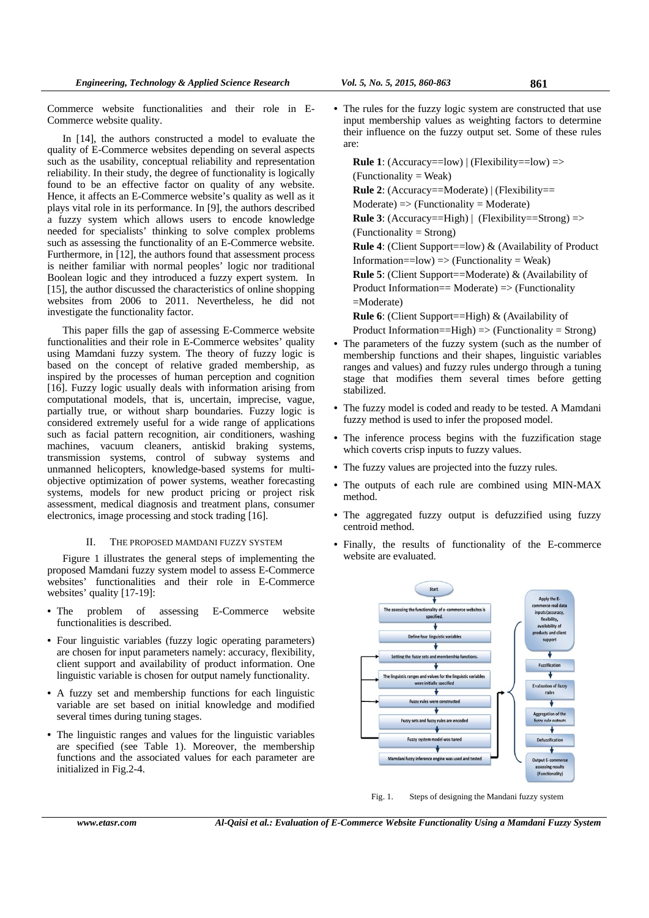Commerce website functionalities and their role in E-Commerce website quality.

In [14], the authors constructed a model to evaluate the quality of E-Commerce websites depending on several aspects such as the usability, conceptual reliability and representation reliability. In their study, the degree of functionality is logically found to be an effective factor on quality of any website. Hence, it affects an E-Commerce website's quality as well as it plays vital role in its performance. In [9], the authors described a fuzzy system which allows users to encode knowledge needed for specialists' thinking to solve complex problems such as assessing the functionality of an E-Commerce website. Furthermore, in [12], the authors found that assessment process is neither familiar with normal peoples' logic nor traditional Boolean logic and they introduced a fuzzy expert system. In [15], the author discussed the characteristics of online shopping websites from 2006 to 2011. Nevertheless, he did not investigate the functionality factor.

This paper fills the gap of assessing E-Commerce website functionalities and their role in E-Commerce websites' quality using Mamdani fuzzy system. The theory of fuzzy logic is based on the concept of relative graded membership, as inspired by the processes of human perception and cognition [16]. Fuzzy logic usually deals with information arising from computational models, that is, uncertain, imprecise, vague, partially true, or without sharp boundaries. Fuzzy logic is considered extremely useful for a wide range of applications such as facial pattern recognition, air conditioners, washing machines, vacuum cleaners, antiskid braking systems, transmission systems, control of subway systems and unmanned helicopters, knowledge-based systems for multi-objective optimization of power systems, weather forecasting systems, models for new product pricing or project risk assessment, medical diagnosis and treatment plans, consumer electronics, image processing and stock trading [16].

## II. The Proposed Mamdani Fuzzy System

Figure 1 illustrates the general steps of implementing the proposed Mamdani fuzzy system model to assess E-Commerce websites' functionalities and their role in E-Commerce websites' quality [17-19]:

- The problem of assessing E-Commerce website functionalities is described.
- Four linguistic variables (fuzzy logic operating parameters) are chosen for input parameters namely: accuracy, flexibility, client support and availability of product information. One linguistic variable is chosen for output namely functionality.
- A fuzzy set and membership functions for each linguistic variable are set based on initial knowledge and modified several times during tuning stages.
- The linguistic ranges and values for the linguistic variables are specified (see Table 1). Moreover, the membership functions and the associated values for each parameter are initialized in Fig.2-4.
- The rules for the fuzzy logic system are constructed that use input membership values as weighting factors to determine their influence on the fuzzy output set. Some of these rules are:

  **Rule 1**: (Accuracy==low) | (Flexibility==low) => (Functionality = Weak)

  **Rule 2**: (Accuracy==Moderate) | (Flexibility== Moderate) => (Functionality = Moderate)

  **Rule 3**: (Accuracy==High) | (Flexibility==Strong) => (Functionality = Strong)

  **Rule 4**: (Client Support==low) & (Availability of Product Information==low) => (Functionality = Weak)

  **Rule 5**: (Client Support==Moderate) & (Availability of Product Information== Moderate) => (Functionality =Moderate)

  **Rule 6**: (Client Support==High) & (Availability of Product Information==High) => (Functionality = Strong)
- The parameters of the fuzzy system (such as the number of membership functions and their shapes, linguistic variables ranges and values) and fuzzy rules undergo through a tuning stage that modifies them several times before getting stabilized.
- The fuzzy model is coded and ready to be tested. A Mamdani fuzzy method is used to infer the proposed model.
- The inference process begins with the fuzzification stage which coverts crisp inputs to fuzzy values.
- The fuzzy values are projected into the fuzzy rules.
- The outputs of each rule are combined using MIN-MAX method.
- The aggregated fuzzy output is defuzzified using fuzzy centroid method.
- Finally, the results of functionality of the E-commerce website are evaluated.

Fig. 1. Steps of designing the Mandani fuzzy system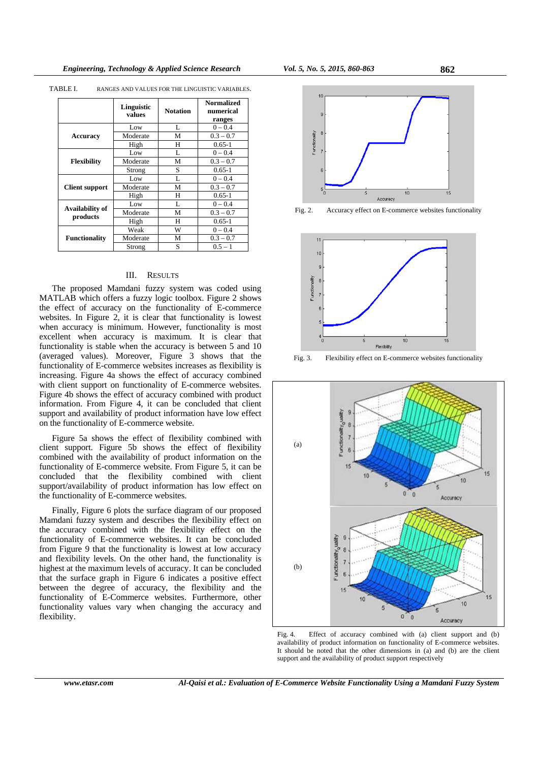TABLE I. RANGES AND VALUES FOR THE LINGUISTIC VARIABLES.

| | Linguistic values | Notation | Normalized numerical ranges |
|---|---|---|---|
| Accuracy | Low | L | 0 – 0.4 |
| | Moderate | M | 0.3 – 0.7 |
| | High | H | 0.65-1 |
| Flexibility | Low | L | 0 – 0.4 |
| | Moderate | M | 0.3 – 0.7 |
| | Strong | S | 0.65-1 |
| Client support | Low | L | 0 – 0.4 |
| | Moderate | M | 0.3 – 0.7 |
| | High | H | 0.65-1 |
| Availability of products | Low | L | 0 – 0.4 |
| | Moderate | M | 0.3 – 0.7 |
| | High | H | 0.65-1 |
| Functionality | Weak | W | 0 – 0.4 |
| | Moderate | M | 0.3 – 0.7 |
| | Strong | S | 0.5 – 1 |

## III. RESULTS

The proposed Mamdani fuzzy system was coded using MATLAB which offers a fuzzy logic toolbox. Figure 2 shows the effect of accuracy on the functionality of E-commerce websites. In Figure 2, it is clear that functionality is lowest when accuracy is minimum. However, functionality is most excellent when accuracy is maximum. It is clear that functionality is stable when the accuracy is between 5 and 10 (averaged values). Moreover, Figure 3 shows that the functionality of E-commerce websites increases as flexibility is increasing. Figure 4a shows the effect of accuracy combined with client support on functionality of E-commerce websites. Figure 4b shows the effect of accuracy combined with product information. From Figure 4, it can be concluded that client support and availability of product information have low effect on the functionality of E-commerce website.

Figure 5a shows the effect of flexibility combined with client support. Figure 5b shows the effect of flexibility combined with the availability of product information on the functionality of E-commerce website. From Figure 5, it can be concluded that the flexibility combined with client support/availability of product information has low effect on the functionality of E-commerce websites.

Finally, Figure 6 plots the surface diagram of our proposed Mamdani fuzzy system and describes the flexibility effect on the accuracy combined with the flexibility effect on the functionality of E-commerce websites. It can be concluded from Figure 9 that the functionality is lowest at low accuracy and flexibility levels. On the other hand, the functionality is highest at the maximum levels of accuracy. It can be concluded that the surface graph in Figure 6 indicates a positive effect between the degree of accuracy, the flexibility and the functionality of E-Commerce websites. Furthermore, other functionality values vary when changing the accuracy and flexibility.

Fig. 2. Accuracy effect on E-commerce websites functionality

Fig. 3. Flexibility effect on E-commerce websites functionality

Fig. 4. Effect of accuracy combined with (a) client support and (b) availability of product information on functionality of E-commerce websites. It should be noted that the other dimensions in (a) and (b) are the client support and the availability of product support respectively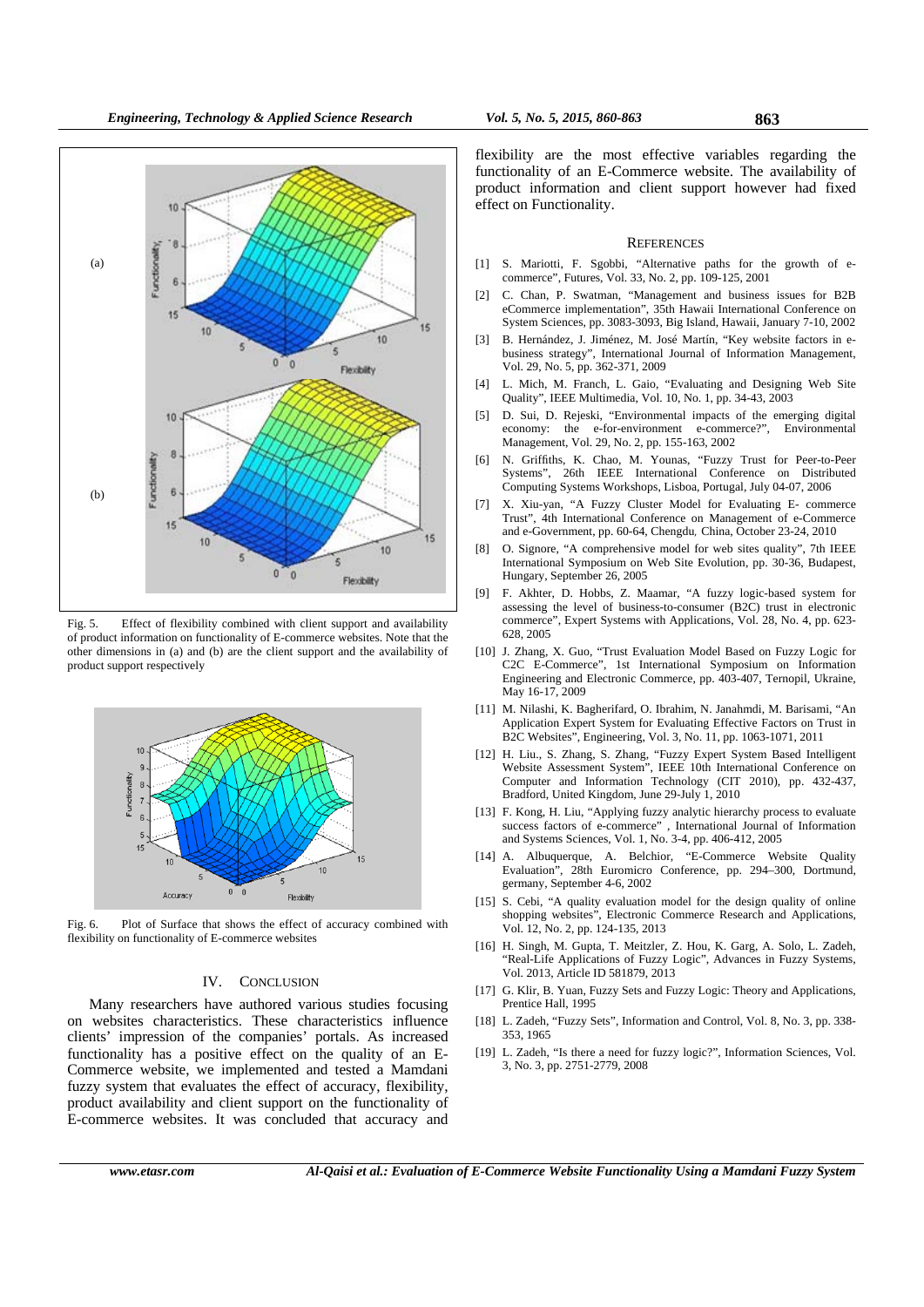(a)

Functionality

10

8

6

15

10

5

0 0

5

10

15

Flexibility

(b)

Functionality

10

8

6

15

10

5

0 0

5

10

15

Flexibility

Fig. 5. Effect of flexibility combined with client support and availability of product information on functionality of E-commerce websites. Note that the other dimensions in (a) and (b) are the client support and the availability of product support respectively

Functionality

10

9

8

7

6

5

15

10

5

Accuracy

0 0

5

10

15

Flexibility

Fig. 6. Plot of Surface that shows the effect of accuracy combined with flexibility on functionality of E-commerce websites

## IV. CONCLUSION

Many researchers have authored various studies focusing on websites characteristics. These characteristics influence clients' impression of the companies' portals. As increased functionality has a positive effect on the quality of an E-Commerce website, we implemented and tested a Mamdani fuzzy system that evaluates the effect of accuracy, flexibility, product availability and client support on the functionality of E-commerce websites. It was concluded that accuracy and flexibility are the most effective variables regarding the functionality of an E-Commerce website. The availability of product information and client support however had fixed effect on Functionality.

## REFERENCES

[1] S. Mariotti, F. Sgobbi, "Alternative paths for the growth of e-commerce", Futures, Vol. 33, No. 2, pp. 109-125, 2001

[2] C. Chan, P. Swatman, "Management and business issues for B2B eCommerce implementation", 35th Hawaii International Conference on System Sciences, pp. 3083-3093, Big Island, Hawaii, January 7-10, 2002

[3] B. Hernández, J. Jiménez, M. José Martín, "Key website factors in e-business strategy", International Journal of Information Management, Vol. 29, No. 5, pp. 362-371, 2009

[4] L. Mich, M. Franch, L. Gaio, "Evaluating and Designing Web Site Quality", IEEE Multimedia, Vol. 10, No. 1, pp. 34-43, 2003

[5] D. Sui, D. Rejeski, "Environmental impacts of the emerging digital economy: the e-for-environment e-commerce?", Environmental Management, Vol. 29, No. 2, pp. 155-163, 2002

[6] N. Griffiths, K. Chao, M. Younas, "Fuzzy Trust for Peer-to-Peer Systems", 26th IEEE International Conference on Distributed Computing Systems Workshops, Lisboa, Portugal, July 04-07, 2006

[7] X. Xiu-yan, "A Fuzzy Cluster Model for Evaluating E- commerce Trust", 4th International Conference on Management of e-Commerce and e-Government, pp. 60-64, Chengdu, China, October 23-24, 2010

[8] O. Signore, "A comprehensive model for web sites quality", 7th IEEE International Symposium on Web Site Evolution, pp. 30-36, Budapest, Hungary, September 26, 2005

[9] F. Akhter, D. Hobbs, Z. Maamar, "A fuzzy logic-based system for assessing the level of business-to-consumer (B2C) trust in electronic commerce", Expert Systems with Applications, Vol. 28, No. 4, pp. 623-628, 2005

[10] J. Zhang, X. Guo, "Trust Evaluation Model Based on Fuzzy Logic for C2C E-Commerce", 1st International Symposium on Information Engineering and Electronic Commerce, pp. 403-407, Ternopil, Ukraine, May 16-17, 2009

[11] M. Nilashi, K. Bagherifard, O. Ibrahim, N. Janahmdi, M. Barisami, "An Application Expert System for Evaluating Effective Factors on Trust in B2C Websites", Engineering, Vol. 3, No. 11, pp. 1063-1071, 2011

[12] H. Liu., S. Zhang, S. Zhang, "Fuzzy Expert System Based Intelligent Website Assessment System", IEEE 10th International Conference on Computer and Information Technology (CIT 2010), pp. 432-437, Bradford, United Kingdom, June 29-July 1, 2010

[13] F. Kong, H. Liu, "Applying fuzzy analytic hierarchy process to evaluate success factors of e-commerce" , International Journal of Information and Systems Sciences, Vol. 1, No. 3-4, pp. 406-412, 2005

[14] A. Albuquerque, A. Belchior, "E-Commerce Website Quality Evaluation", 28th Euromicro Conference, pp. 294–300, Dortmund, germany, September 4-6, 2002

[15] S. Cebi, "A quality evaluation model for the design quality of online shopping websites", Electronic Commerce Research and Applications, Vol. 12, No. 2, pp. 124-135, 2013

[16] H. Singh, M. Gupta, T. Meitzler, Z. Hou, K. Garg, A. Solo, L. Zadeh, "Real-Life Applications of Fuzzy Logic", Advances in Fuzzy Systems, Vol. 2013, Article ID 581879, 2013

[17] G. Klir, B. Yuan, Fuzzy Sets and Fuzzy Logic: Theory and Applications, Prentice Hall, 1995

[18] L. Zadeh, "Fuzzy Sets", Information and Control, Vol. 8, No. 3, pp. 338-353, 1965

[19] L. Zadeh, "Is there a need for fuzzy logic?", Information Sciences, Vol. 3, No. 3, pp. 2751-2779, 2008